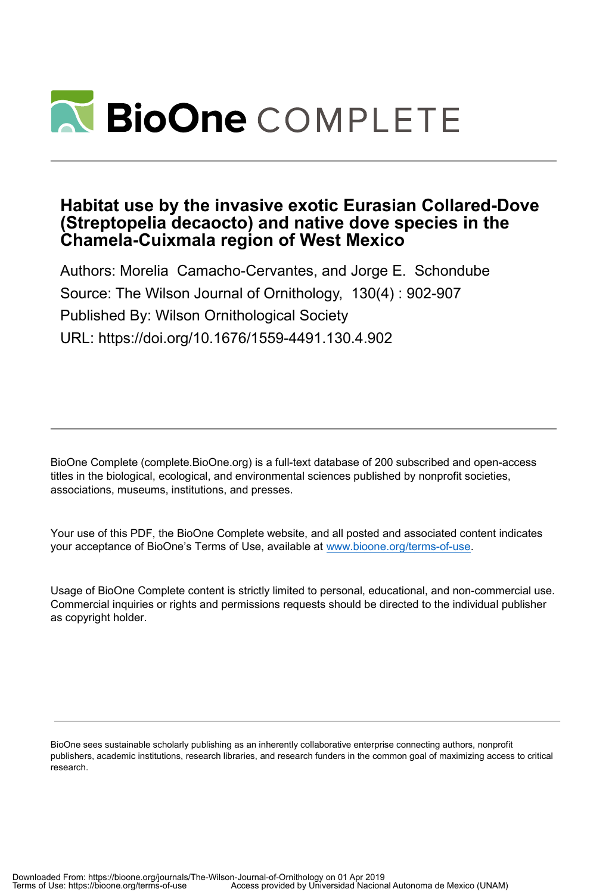# Habitat use by the invasive exotic Eurasian Collared-Dove (Streptopelia decaocto) and native dove species in the Chamela-Cuixmala region of West Mexico

Authors: Morelia Camacho-Cervantes, and Jorge E. Schondube

Source: The Wilson Journal of Ornithology, 130(4) : 902-907

Published By: Wilson Ornithological Society

URL: https://doi.org/10.1676/1559-4491.130.4.902

---

BioOne Complete (complete.BioOne.org) is a full-text database of 200 subscribed and open-access titles in the biological, ecological, and environmental sciences published by nonprofit societies, associations, museums, institutions, and presses.

Your use of this PDF, the BioOne Complete website, and all posted and associated content indicates your acceptance of BioOne's Terms of Use, available at www.bioone.org/terms-of-use.

Usage of BioOne Complete content is strictly limited to personal, educational, and non-commercial use. Commercial inquiries or rights and permissions requests should be directed to the individual publisher as copyright holder.

---

BioOne sees sustainable scholarly publishing as an inherently collaborative enterprise connecting authors, nonprofit publishers, academic institutions, research libraries, and research funders in the common goal of maximizing access to critical research.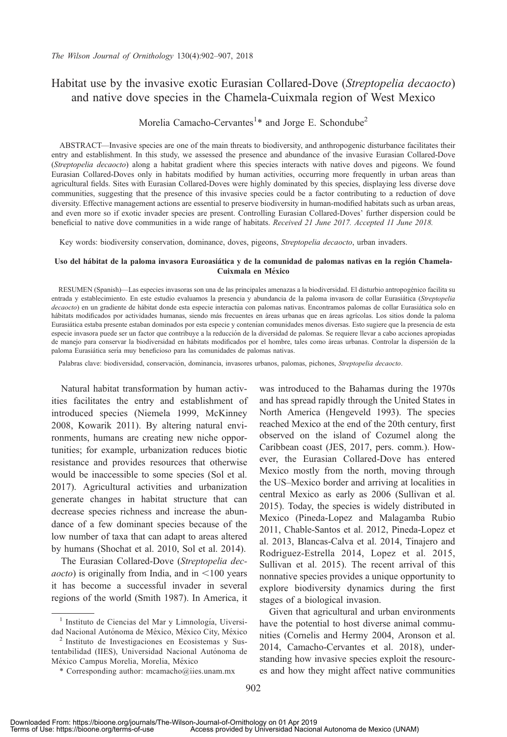*The Wilson Journal of Ornithology* 130(4):902–907, 2018

# Habitat use by the invasive exotic Eurasian Collared-Dove (*Streptopelia decaocto*) and native dove species in the Chamela-Cuixmala region of West Mexico

Morelia Camacho-Cervantes[1]* and Jorge E. Schondube[2]

ABSTRACT—Invasive species are one of the main threats to biodiversity, and anthropogenic disturbance facilitates their entry and establishment. In this study, we assessed the presence and abundance of the invasive Eurasian Collared-Dove (*Streptopelia decaocto*) along a habitat gradient where this species interacts with native doves and pigeons. We found Eurasian Collared-Doves only in habitats modified by human activities, occurring more frequently in urban areas than agricultural fields. Sites with Eurasian Collared-Doves were highly dominated by this species, displaying less diverse dove communities, suggesting that the presence of this invasive species could be a factor contributing to a reduction of dove diversity. Effective management actions are essential to preserve biodiversity in human-modified habitats such as urban areas, and even more so if exotic invader species are present. Controlling Eurasian Collared-Doves' further dispersion could be beneficial to native dove communities in a wide range of habitats. *Received 21 June 2017. Accepted 11 June 2018.*

Key words: biodiversity conservation, dominance, doves, pigeons, *Streptopelia decaocto*, urban invaders.

**Uso del hábitat de la paloma invasora Euroasiática y de la comunidad de palomas nativas en la región Chamela-Cuixmala en México**

RESUMEN (Spanish)—Las especies invasoras son una de las principales amenazas a la biodiversidad. El disturbio antropogénico facilita su entrada y establecimiento. En este estudio evaluamos la presencia y abundancia de la paloma invasora de collar Eurasiática (*Streptopelia decaocto*) en un gradiente de hábitat donde esta especie interactúa con palomas nativas. Encontramos palomas de collar Eurasiática solo en hábitats modificados por actividades humanas, siendo más frecuentes en áreas urbanas que en áreas agrícolas. Los sitios donde la paloma Eurasiática estaba presente estaban dominados por esta especie y contenían comunidades menos diversas. Esto sugiere que la presencia de esta especie invasora puede ser un factor que contribuye a la reducción de la diversidad de palomas. Se requiere llevar a cabo acciones apropiadas de manejo para conservar la biodiversidad en hábitats modificados por el hombre, tales como áreas urbanas. Controlar la dispersión de la paloma Eurasiática sería muy beneficioso para las comunidades de palomas nativas.

Palabras clave: biodiversidad, conservación, dominancia, invasores urbanos, palomas, pichones, *Streptopelia decaocto*.

Natural habitat transformation by human activities facilitates the entry and establishment of introduced species (Niemela 1999, McKinney 2008, Kowarik 2011). By altering natural environments, humans are creating new niche opportunities; for example, urbanization reduces biotic resistance and provides resources that otherwise would be inaccessible to some species (Sol et al. 2017). Agricultural activities and urbanization generate changes in habitat structure that can decrease species richness and increase the abundance of a few dominant species because of the low number of taxa that can adapt to areas altered by humans (Shochat et al. 2010, Sol et al. 2014).

The Eurasian Collared-Dove (*Streptopelia decaocto*) is originally from India, and in <100 years it has become a successful invader in several regions of the world (Smith 1987). In America, it was introduced to the Bahamas during the 1970s and has spread rapidly through the United States in North America (Hengeveld 1993). The species reached Mexico at the end of the 20th century, first observed on the island of Cozumel along the Caribbean coast (JES, 2017, pers. comm.). However, the Eurasian Collared-Dove has entered Mexico mostly from the north, moving through the US–Mexico border and arriving at localities in central Mexico as early as 2006 (Sullivan et al. 2015). Today, the species is widely distributed in Mexico (Pineda-Lopez and Malagamba Rubio 2011, Chable-Santos et al. 2012, Pineda-Lopez et al. 2013, Blancas-Calva et al. 2014, Tinajero and Rodriguez-Estrella 2014, Lopez et al. 2015, Sullivan et al. 2015). The recent arrival of this nonnative species provides a unique opportunity to explore biodiversity dynamics during the first stages of a biological invasion.

Given that agricultural and urban environments have the potential to host diverse animal communities (Cornelis and Hermy 2004, Aronson et al. 2014, Camacho-Cervantes et al. 2018), understanding how invasive species exploit the resources and how they might affect native communities

[1] Instituto de Ciencias del Mar y Limnología, Universidad Nacional Autónoma de México, México City, México

[2] Instituto de Investigaciones en Ecosistemas y Sustentabilidad (IIES), Universidad Nacional Autónoma de México Campus Morelia, Morelia, México

\* Corresponding author: mcamacho@iies.unam.mx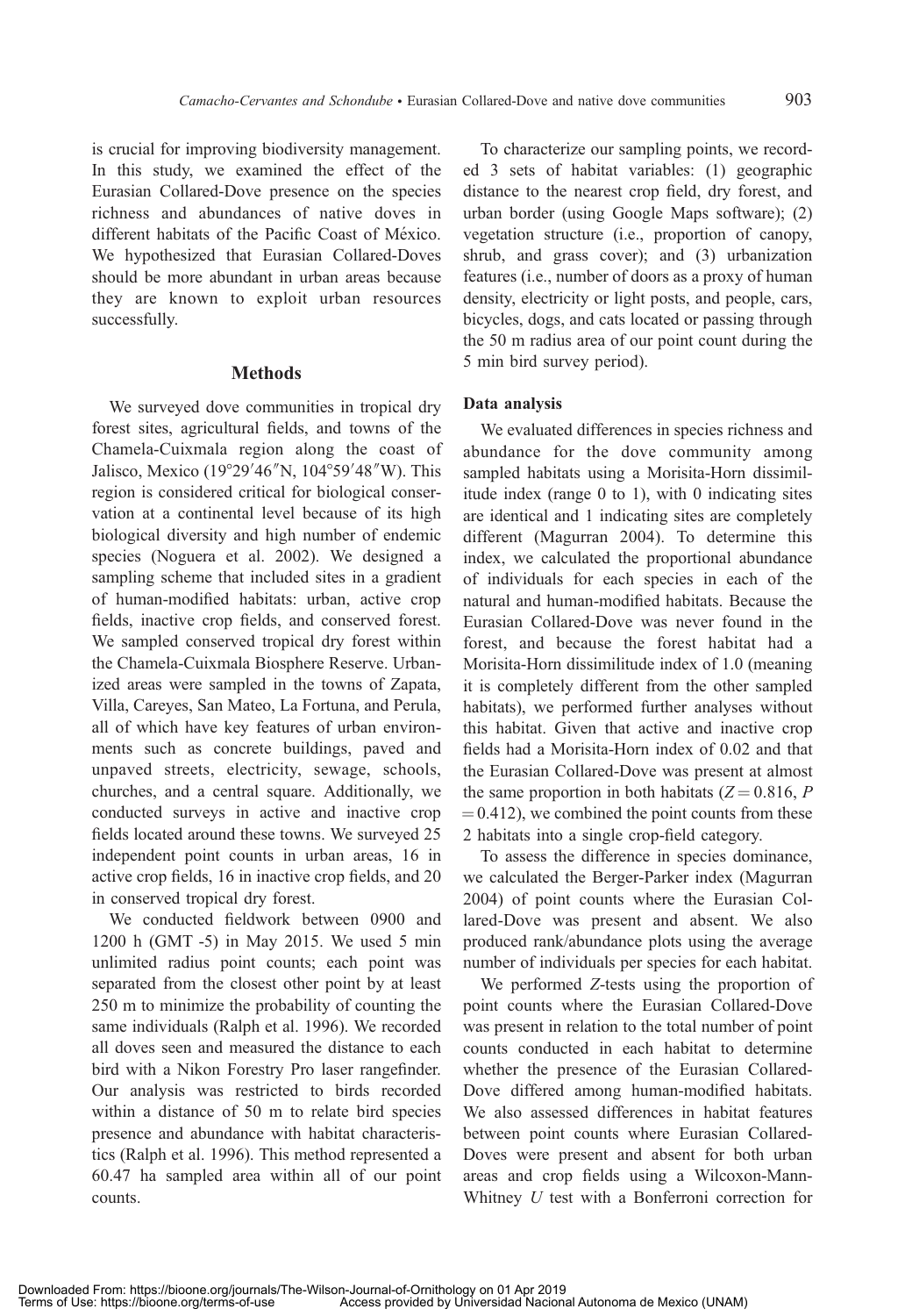is crucial for improving biodiversity management. In this study, we examined the effect of the Eurasian Collared-Dove presence on the species richness and abundances of native doves in different habitats of the Pacific Coast of México. We hypothesized that Eurasian Collared-Doves should be more abundant in urban areas because they are known to exploit urban resources successfully.

## Methods

We surveyed dove communities in tropical dry forest sites, agricultural fields, and towns of the Chamela-Cuixmala region along the coast of Jalisco, Mexico (19°29′46″N, 104°59′48″W). This region is considered critical for biological conservation at a continental level because of its high biological diversity and high number of endemic species (Noguera et al. 2002). We designed a sampling scheme that included sites in a gradient of human-modified habitats: urban, active crop fields, inactive crop fields, and conserved forest. We sampled conserved tropical dry forest within the Chamela-Cuixmala Biosphere Reserve. Urbanized areas were sampled in the towns of Zapata, Villa, Careyes, San Mateo, La Fortuna, and Perula, all of which have key features of urban environments such as concrete buildings, paved and unpaved streets, electricity, sewage, schools, churches, and a central square. Additionally, we conducted surveys in active and inactive crop fields located around these towns. We surveyed 25 independent point counts in urban areas, 16 in active crop fields, 16 in inactive crop fields, and 20 in conserved tropical dry forest.

We conducted fieldwork between 0900 and 1200 h (GMT -5) in May 2015. We used 5 min unlimited radius point counts; each point was separated from the closest other point by at least 250 m to minimize the probability of counting the same individuals (Ralph et al. 1996). We recorded all doves seen and measured the distance to each bird with a Nikon Forestry Pro laser rangefinder. Our analysis was restricted to birds recorded within a distance of 50 m to relate bird species presence and abundance with habitat characteristics (Ralph et al. 1996). This method represented a 60.47 ha sampled area within all of our point counts.

To characterize our sampling points, we recorded 3 sets of habitat variables: (1) geographic distance to the nearest crop field, dry forest, and urban border (using Google Maps software); (2) vegetation structure (i.e., proportion of canopy, shrub, and grass cover); and (3) urbanization features (i.e., number of doors as a proxy of human density, electricity or light posts, and people, cars, bicycles, dogs, and cats located or passing through the 50 m radius area of our point count during the 5 min bird survey period).

### Data analysis

We evaluated differences in species richness and abundance for the dove community among sampled habitats using a Morisita-Horn dissimilitude index (range 0 to 1), with 0 indicating sites are identical and 1 indicating sites are completely different (Magurran 2004). To determine this index, we calculated the proportional abundance of individuals for each species in each of the natural and human-modified habitats. Because the Eurasian Collared-Dove was never found in the forest, and because the forest habitat had a Morisita-Horn dissimilitude index of 1.0 (meaning it is completely different from the other sampled habitats), we performed further analyses without this habitat. Given that active and inactive crop fields had a Morisita-Horn index of 0.02 and that the Eurasian Collared-Dove was present at almost the same proportion in both habitats ($Z = 0.816$, $P = 0.412$), we combined the point counts from these 2 habitats into a single crop-field category.

To assess the difference in species dominance, we calculated the Berger-Parker index (Magurran 2004) of point counts where the Eurasian Collared-Dove was present and absent. We also produced rank/abundance plots using the average number of individuals per species for each habitat.

We performed $Z$-tests using the proportion of point counts where the Eurasian Collared-Dove was present in relation to the total number of point counts conducted in each habitat to determine whether the presence of the Eurasian Collared-Dove differed among human-modified habitats. We also assessed differences in habitat features between point counts where Eurasian Collared-Doves were present and absent for both urban areas and crop fields using a Wilcoxon-Mann-Whitney $U$ test with a Bonferroni correction for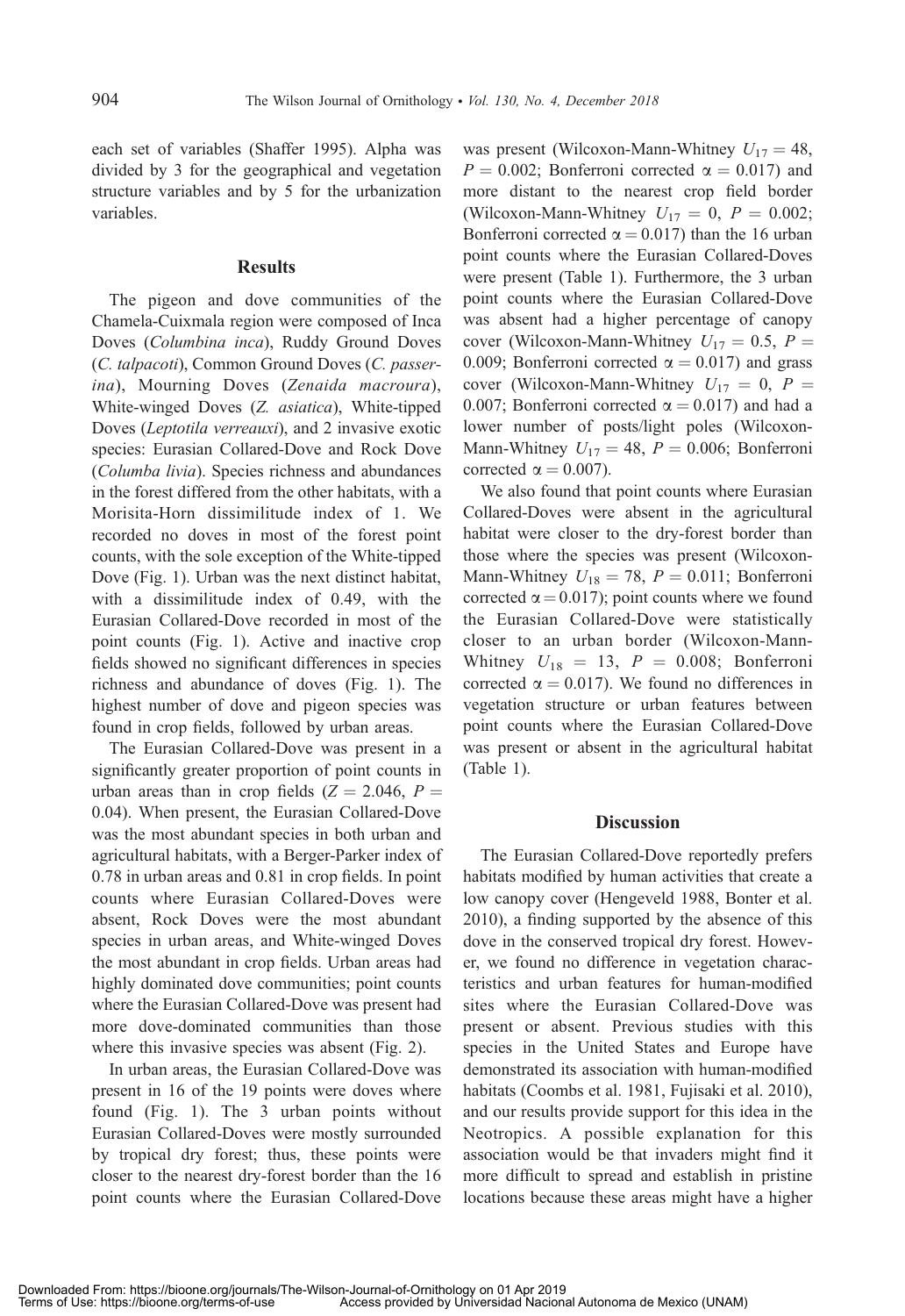each set of variables (Shaffer 1995). Alpha was divided by 3 for the geographical and vegetation structure variables and by 5 for the urbanization variables.

## Results

The pigeon and dove communities of the Chamela-Cuixmala region were composed of Inca Doves (*Columbina inca*), Ruddy Ground Doves (*C. talpacoti*), Common Ground Doves (*C. passerina*), Mourning Doves (*Zenaida macroura*), White-winged Doves (*Z. asiatica*), White-tipped Doves (*Leptotila verreauxi*), and 2 invasive exotic species: Eurasian Collared-Dove and Rock Dove (*Columba livia*). Species richness and abundances in the forest differed from the other habitats, with a Morisita-Horn dissimilitude index of 1. We recorded no doves in most of the forest point counts, with the sole exception of the White-tipped Dove (Fig. 1). Urban was the next distinct habitat, with a dissimilitude index of 0.49, with the Eurasian Collared-Dove recorded in most of the point counts (Fig. 1). Active and inactive crop fields showed no significant differences in species richness and abundance of doves (Fig. 1). The highest number of dove and pigeon species was found in crop fields, followed by urban areas.

The Eurasian Collared-Dove was present in a significantly greater proportion of point counts in urban areas than in crop fields ($Z = 2.046$, $P = 0.04$). When present, the Eurasian Collared-Dove was the most abundant species in both urban and agricultural habitats, with a Berger-Parker index of 0.78 in urban areas and 0.81 in crop fields. In point counts where Eurasian Collared-Doves were absent, Rock Doves were the most abundant species in urban areas, and White-winged Doves the most abundant in crop fields. Urban areas had highly dominated dove communities; point counts where the Eurasian Collared-Dove was present had more dove-dominated communities than those where this invasive species was absent (Fig. 2).

In urban areas, the Eurasian Collared-Dove was present in 16 of the 19 points were doves where found (Fig. 1). The 3 urban points without Eurasian Collared-Doves were mostly surrounded by tropical dry forest; thus, these points were closer to the nearest dry-forest border than the 16 point counts where the Eurasian Collared-Dove was present (Wilcoxon-Mann-Whitney $U_{17} = 48$, $P = 0.002$; Bonferroni corrected $\alpha = 0.017$) and more distant to the nearest crop field border (Wilcoxon-Mann-Whitney $U_{17} = 0$, $P = 0.002$; Bonferroni corrected $\alpha = 0.017$) than the 16 urban point counts where the Eurasian Collared-Doves were present (Table 1). Furthermore, the 3 urban point counts where the Eurasian Collared-Dove was absent had a higher percentage of canopy cover (Wilcoxon-Mann-Whitney $U_{17} = 0.5$, $P = 0.009$; Bonferroni corrected $\alpha = 0.017$) and grass cover (Wilcoxon-Mann-Whitney $U_{17} = 0$, $P = 0.007$; Bonferroni corrected $\alpha = 0.017$) and had a lower number of posts/light poles (Wilcoxon-Mann-Whitney $U_{17} = 48$, $P = 0.006$; Bonferroni corrected $\alpha = 0.007$).

We also found that point counts where Eurasian Collared-Doves were absent in the agricultural habitat were closer to the dry-forest border than those where the species was present (Wilcoxon-Mann-Whitney $U_{18} = 78$, $P = 0.011$; Bonferroni corrected $\alpha = 0.017$); point counts where we found the Eurasian Collared-Dove were statistically closer to an urban border (Wilcoxon-Mann-Whitney $U_{18} = 13$, $P = 0.008$; Bonferroni corrected $\alpha = 0.017$). We found no differences in vegetation structure or urban features between point counts where the Eurasian Collared-Dove was present or absent in the agricultural habitat (Table 1).

## Discussion

The Eurasian Collared-Dove reportedly prefers habitats modified by human activities that create a low canopy cover (Hengeveld 1988, Bonter et al. 2010), a finding supported by the absence of this dove in the conserved tropical dry forest. However, we found no difference in vegetation characteristics and urban features for human-modified sites where the Eurasian Collared-Dove was present or absent. Previous studies with this species in the United States and Europe have demonstrated its association with human-modified habitats (Coombs et al. 1981, Fujisaki et al. 2010), and our results provide support for this idea in the Neotropics. A possible explanation for this association would be that invaders might find it more difficult to spread and establish in pristine locations because these areas might have a higher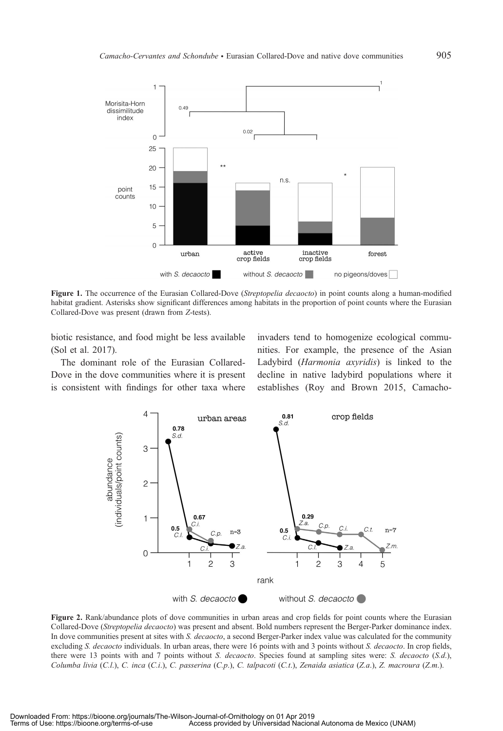**Figure 1.** The occurrence of the Eurasian Collared-Dove (*Streptopelia decaocto*) in point counts along a human-modified habitat gradient. Asterisks show significant differences among habitats in the proportion of point counts where the Eurasian Collared-Dove was present (drawn from *Z*-tests).

biotic resistance, and food might be less available (Sol et al. 2017).

The dominant role of the Eurasian Collared-Dove in the dove communities where it is present is consistent with findings for other taxa where invaders tend to homogenize ecological communities. For example, the presence of the Asian Ladybird (*Harmonia axyridis*) is linked to the decline in native ladybird populations where it establishes (Roy and Brown 2015, Camacho-

**Figure 2.** Rank/abundance plots of dove communities in urban areas and crop fields for point counts where the Eurasian Collared-Dove (*Streptopelia decaocto*) was present and absent. Bold numbers represent the Berger-Parker dominance index. In dove communities present at sites with *S. decaocto*, a second Berger-Parker index value was calculated for the community excluding *S. decaocto* individuals. In urban areas, there were 16 points with and 3 points without *S. decaocto*. In crop fields, there were 13 points with and 7 points without *S. decaocto*. Species found at sampling sites were: *S. decaocto* (*S.d.*), *Columba livia* (*C.l.*), *C. inca* (*C.i.*), *C. passerina* (*C.p.*), *C. talpacoti* (*C.t.*), *Zenaida asiatica* (*Z.a.*), *Z. macroura* (*Z.m.*).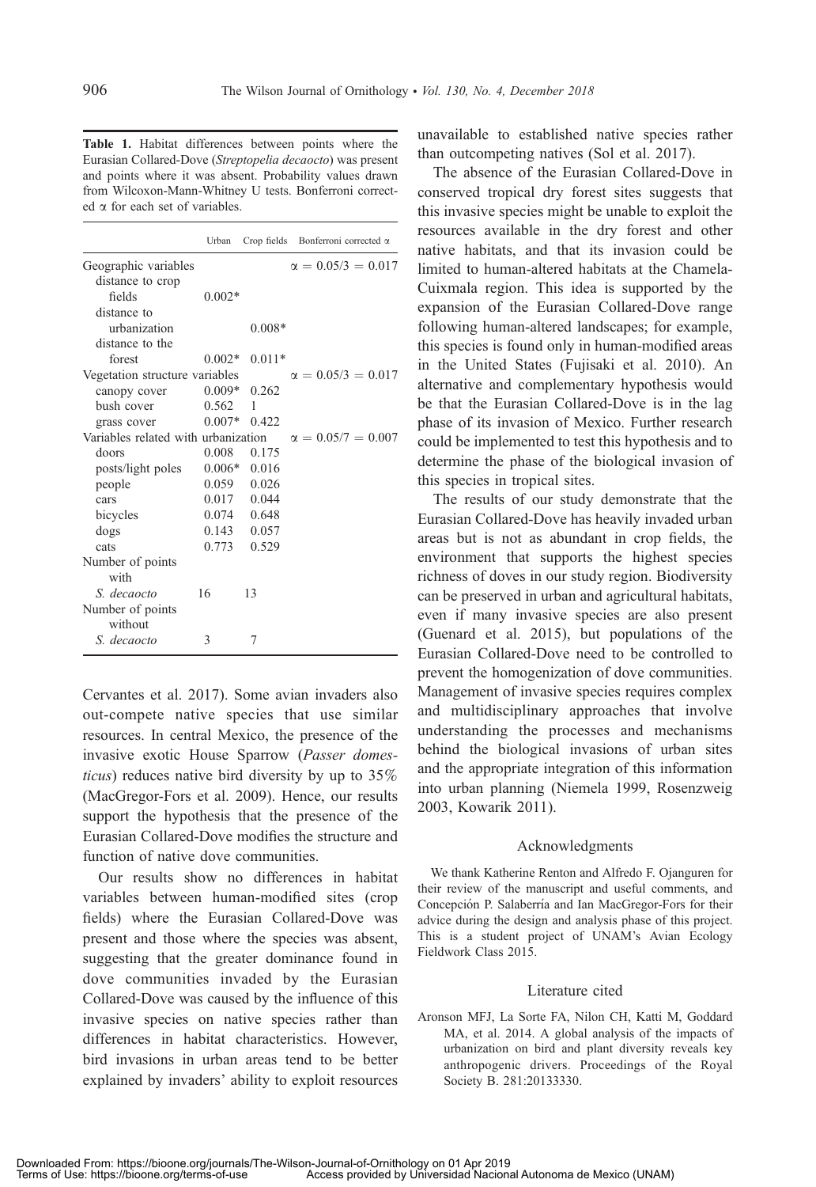**Table 1.** Habitat differences between points where the Eurasian Collared-Dove (*Streptopelia decaocto*) was present and points where it was absent. Probability values drawn from Wilcoxon-Mann-Whitney U tests. Bonferroni corrected $\alpha$ for each set of variables.

| | Urban | Crop fields | Bonferroni corrected $\alpha$ |
|---|---|---|---|
| Geographic variables | | | $\alpha = 0.05/3 = 0.017$ |
| distance to crop fields | 0.002* | | |
| distance to urbanization | | 0.008* | |
| distance to the forest | 0.002* | 0.011* | |
| Vegetation structure variables | | | $\alpha = 0.05/3 = 0.017$ |
| canopy cover | 0.009* | 0.262 | |
| bush cover | 0.562 | 1 | |
| grass cover | 0.007* | 0.422 | |
| Variables related with urbanization | | | $\alpha = 0.05/7 = 0.007$ |
| doors | 0.008 | 0.175 | |
| posts/light poles | 0.006* | 0.016 | |
| people | 0.059 | 0.026 | |
| cars | 0.017 | 0.044 | |
| bicycles | 0.074 | 0.648 | |
| dogs | 0.143 | 0.057 | |
| cats | 0.773 | 0.529 | |
| Number of points with *S. decaocto* | 16 | 13 | |
| Number of points without *S. decaocto* | 3 | 7 | |

Cervantes et al. 2017). Some avian invaders also out-compete native species that use similar resources. In central Mexico, the presence of the invasive exotic House Sparrow (*Passer domesticus*) reduces native bird diversity by up to 35% (MacGregor-Fors et al. 2009). Hence, our results support the hypothesis that the presence of the Eurasian Collared-Dove modifies the structure and function of native dove communities.

Our results show no differences in habitat variables between human-modified sites (crop fields) where the Eurasian Collared-Dove was present and those where the species was absent, suggesting that the greater dominance found in dove communities invaded by the Eurasian Collared-Dove was caused by the influence of this invasive species on native species rather than differences in habitat characteristics. However, bird invasions in urban areas tend to be better explained by invaders' ability to exploit resources unavailable to established native species rather than outcompeting natives (Sol et al. 2017).

The absence of the Eurasian Collared-Dove in conserved tropical dry forest sites suggests that this invasive species might be unable to exploit the resources available in the dry forest and other native habitats, and that its invasion could be limited to human-altered habitats at the Chamela-Cuixmala region. This idea is supported by the expansion of the Eurasian Collared-Dove range following human-altered landscapes; for example, this species is found only in human-modified areas in the United States (Fujisaki et al. 2010). An alternative and complementary hypothesis would be that the Eurasian Collared-Dove is in the lag phase of its invasion of Mexico. Further research could be implemented to test this hypothesis and to determine the phase of the biological invasion of this species in tropical sites.

The results of our study demonstrate that the Eurasian Collared-Dove has heavily invaded urban areas but is not as abundant in crop fields, the environment that supports the highest species richness of doves in our study region. Biodiversity can be preserved in urban and agricultural habitats, even if many invasive species are also present (Guenard et al. 2015), but populations of the Eurasian Collared-Dove need to be controlled to prevent the homogenization of dove communities. Management of invasive species requires complex and multidisciplinary approaches that involve understanding the processes and mechanisms behind the biological invasions of urban sites and the appropriate integration of this information into urban planning (Niemela 1999, Rosenzweig 2003, Kowarik 2011).

## Acknowledgments

We thank Katherine Renton and Alfredo F. Ojanguren for their review of the manuscript and useful comments, and Concepción P. Salaberría and Ian MacGregor-Fors for their advice during the design and analysis phase of this project. This is a student project of UNAM's Avian Ecology Fieldwork Class 2015.

## Literature cited

Aronson MFJ, La Sorte FA, Nilon CH, Katti M, Goddard MA, et al. 2014. A global analysis of the impacts of urbanization on bird and plant diversity reveals key anthropogenic drivers. Proceedings of the Royal Society B. 281:20133330.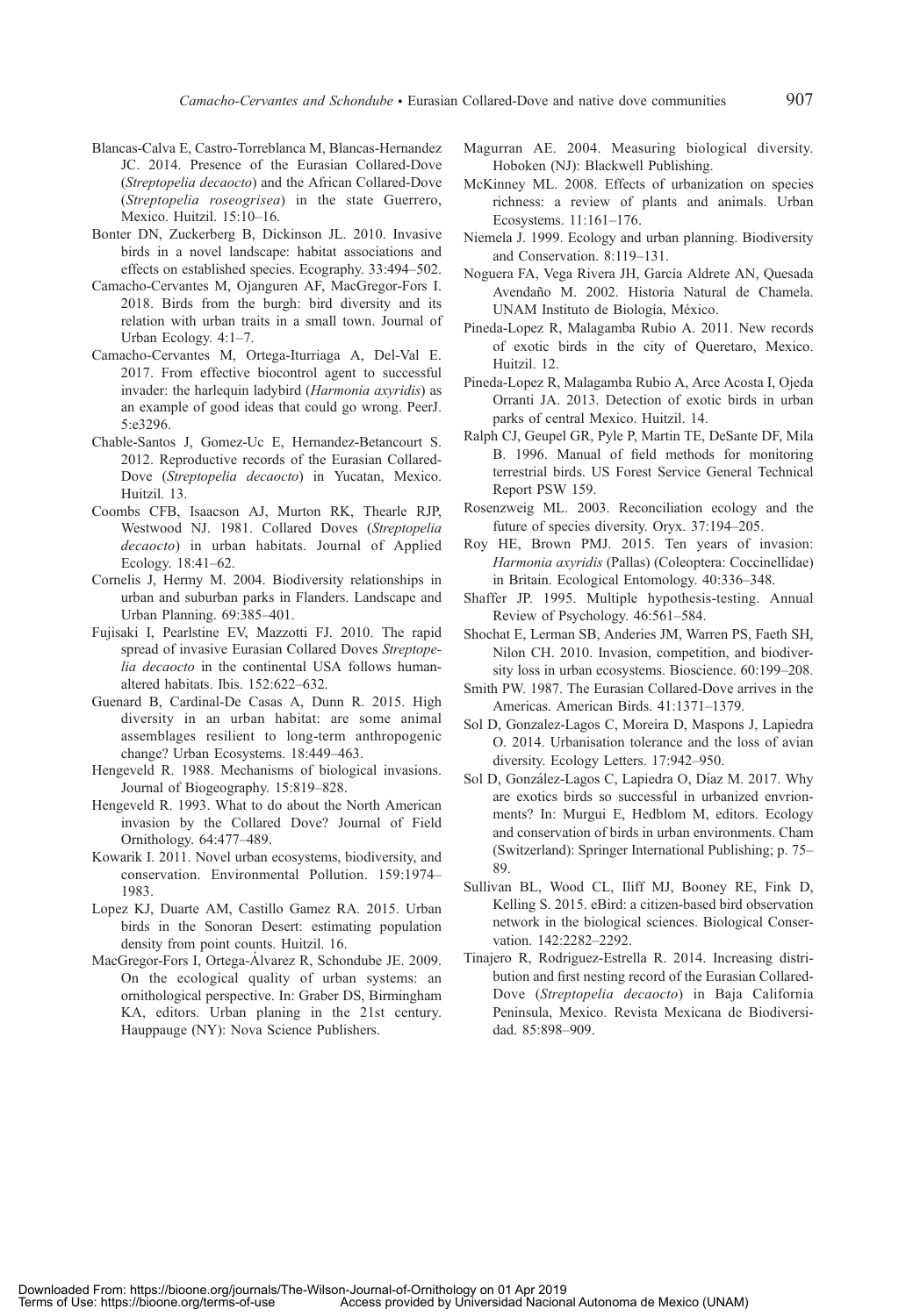Blancas-Calva E, Castro-Torreblanca M, Blancas-Hernandez JC. 2014. Presence of the Eurasian Collared-Dove (*Streptopelia decaocto*) and the African Collared-Dove (*Streptopelia roseogrisea*) in the state Guerrero, Mexico. Huitzil. 15:10–16.

Bonter DN, Zuckerberg B, Dickinson JL. 2010. Invasive birds in a novel landscape: habitat associations and effects on established species. Ecography. 33:494–502.

Camacho-Cervantes M, Ojanguren AF, MacGregor-Fors I. 2018. Birds from the burgh: bird diversity and its relation with urban traits in a small town. Journal of Urban Ecology. 4:1–7.

Camacho-Cervantes M, Ortega-Iturriaga A, Del-Val E. 2017. From effective biocontrol agent to successful invader: the harlequin ladybird (*Harmonia axyridis*) as an example of good ideas that could go wrong. PeerJ. 5:e3296.

Chable-Santos J, Gomez-Uc E, Hernandez-Betancourt S. 2012. Reproductive records of the Eurasian Collared-Dove (*Streptopelia decaocto*) in Yucatan, Mexico. Huitzil. 13.

Coombs CFB, Isaacson AJ, Murton RK, Thearle RJP, Westwood NJ. 1981. Collared Doves (*Streptopelia decaocto*) in urban habitats. Journal of Applied Ecology. 18:41–62.

Cornelis J, Hermy M. 2004. Biodiversity relationships in urban and suburban parks in Flanders. Landscape and Urban Planning. 69:385–401.

Fujisaki I, Pearlstine EV, Mazzotti FJ. 2010. The rapid spread of invasive Eurasian Collared Doves *Streptopelia decaocto* in the continental USA follows human-altered habitats. Ibis. 152:622–632.

Guenard B, Cardinal-De Casas A, Dunn R. 2015. High diversity in an urban habitat: are some animal assemblages resilient to long-term anthropogenic change? Urban Ecosystems. 18:449–463.

Hengeveld R. 1988. Mechanisms of biological invasions. Journal of Biogeography. 15:819–828.

Hengeveld R. 1993. What to do about the North American invasion by the Collared Dove? Journal of Field Ornithology. 64:477–489.

Kowarik I. 2011. Novel urban ecosystems, biodiversity, and conservation. Environmental Pollution. 159:1974–1983.

Lopez KJ, Duarte AM, Castillo Gamez RA. 2015. Urban birds in the Sonoran Desert: estimating population density from point counts. Huitzil. 16.

MacGregor-Fors I, Ortega-Álvarez R, Schondube JE. 2009. On the ecological quality of urban systems: an ornithological perspective. In: Graber DS, Birmingham KA, editors. Urban planing in the 21st century. Hauppauge (NY): Nova Science Publishers.

Magurran AE. 2004. Measuring biological diversity. Hoboken (NJ): Blackwell Publishing.

McKinney ML. 2008. Effects of urbanization on species richness: a review of plants and animals. Urban Ecosystems. 11:161–176.

Niemela J. 1999. Ecology and urban planning. Biodiversity and Conservation. 8:119–131.

Noguera FA, Vega Rivera JH, García Aldrete AN, Quesada Avendaño M. 2002. Historia Natural de Chamela. UNAM Instituto de Biología, México.

Pineda-Lopez R, Malagamba Rubio A. 2011. New records of exotic birds in the city of Queretaro, Mexico. Huitzil. 12.

Pineda-Lopez R, Malagamba Rubio A, Arce Acosta I, Ojeda Orranti JA. 2013. Detection of exotic birds in urban parks of central Mexico. Huitzil. 14.

Ralph CJ, Geupel GR, Pyle P, Martin TE, DeSante DF, Mila B. 1996. Manual of field methods for monitoring terrestrial birds. US Forest Service General Technical Report PSW 159.

Rosenzweig ML. 2003. Reconciliation ecology and the future of species diversity. Oryx. 37:194–205.

Roy HE, Brown PMJ. 2015. Ten years of invasion: *Harmonia axyridis* (Pallas) (Coleoptera: Coccinellidae) in Britain. Ecological Entomology. 40:336–348.

Shaffer JP. 1995. Multiple hypothesis-testing. Annual Review of Psychology. 46:561–584.

Shochat E, Lerman SB, Anderies JM, Warren PS, Faeth SH, Nilon CH. 2010. Invasion, competition, and biodiversity loss in urban ecosystems. Bioscience. 60:199–208.

Smith PW. 1987. The Eurasian Collared-Dove arrives in the Americas. American Birds. 41:1371–1379.

Sol D, Gonzalez-Lagos C, Moreira D, Maspons J, Lapiedra O. 2014. Urbanisation tolerance and the loss of avian diversity. Ecology Letters. 17:942–950.

Sol D, González-Lagos C, Lapiedra O, Díaz M. 2017. Why are exotics birds so successful in urbanized envrionments? In: Murgui E, Hedblom M, editors. Ecology and conservation of birds in urban environments. Cham (Switzerland): Springer International Publishing; p. 75–89.

Sullivan BL, Wood CL, Iliff MJ, Booney RE, Fink D, Kelling S. 2015. eBird: a citizen-based bird observation network in the biological sciences. Biological Conservation. 142:2282–2292.

Tinajero R, Rodriguez-Estrella R. 2014. Increasing distribution and first nesting record of the Eurasian Collared-Dove (*Streptopelia decaocto*) in Baja California Peninsula, Mexico. Revista Mexicana de Biodiversidad. 85:898–909.